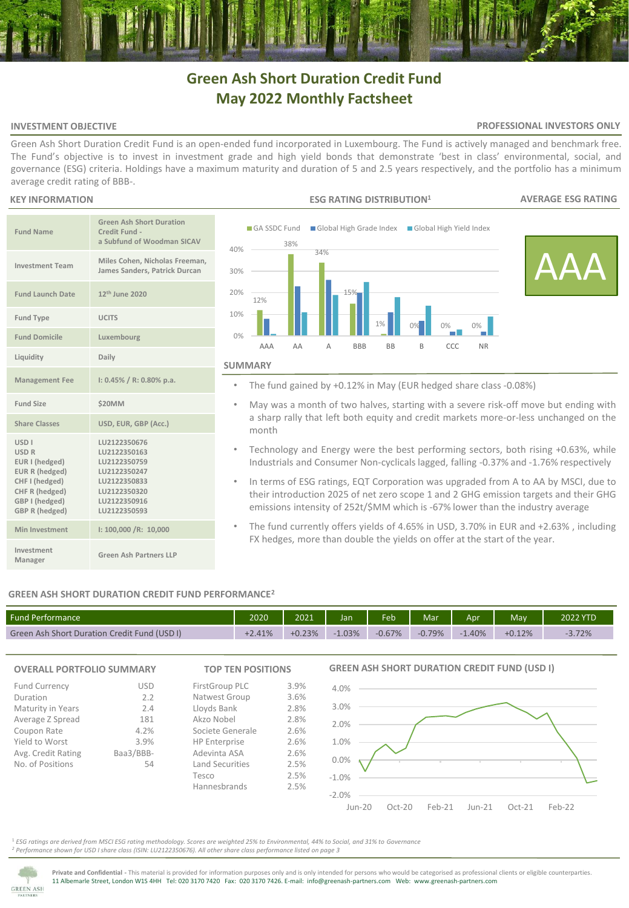# Green Ash Short Duration Credit Fund
# May 2022 Monthly Factsheet

## INVESTMENT OBJECTIVE

**PROFESSIONAL INVESTORS ONLY**

Green Ash Short Duration Credit Fund is an open-ended fund incorporated in Luxembourg. The Fund is actively managed and benchmark free. The Fund's objective is to invest in investment grade and high yield bonds that demonstrate 'best in class' environmental, social, and governance (ESG) criteria. Holdings have a maximum maturity and duration of 5 and 2.5 years respectively, and the portfolio has a minimum average credit rating of BBB-.

## KEY INFORMATION

| | |
|---|---|
| Fund Name | Green Ash Short Duration Credit Fund - a Subfund of Woodman SICAV |
| Investment Team | Miles Cohen, Nicholas Freeman, James Sanders, Patrick Durcan |
| Fund Launch Date | 12th June 2020 |
| Fund Type | UCITS |
| Fund Domicile | Luxembourg |
| Liquidity | Daily |
| Management Fee | I: 0.45% / R: 0.80% p.a. |
| Fund Size | $20MM |
| Share Classes | USD, EUR, GBP (Acc.) |
| USD I<br>USD R<br>EUR I (hedged)<br>EUR R (hedged)<br>CHF I (hedged)<br>CHF R (hedged)<br>GBP I (hedged)<br>GBP R (hedged) | LU2122350676<br>LU2122350163<br>LU2122350759<br>LU2122350247<br>LU2122350833<br>LU2122350320<br>LU2122350916<br>LU2122350593 |
| Min Investment | I: 100,000 /R: 10,000 |
| Investment Manager | Green Ash Partners LLP |

## ESG RATING DISTRIBUTION[1]

| | AAA | AA | A | BBB | BB | B | CCC | NR |
|---|---|---|---|---|---|---|---|---|
| GA SSDC Fund | 12% | 38% | 34% | 15% | 1% | 0% | 0% | 0% |

## AVERAGE ESG RATING

AAA

## SUMMARY

- The fund gained by +0.12% in May (EUR hedged share class -0.08%)
- May was a month of two halves, starting with a severe risk-off move but ending with a sharp rally that left both equity and credit markets more-or-less unchanged on the month
- Technology and Energy were the best performing sectors, both rising +0.63%, while Industrials and Consumer Non-cyclicals lagged, falling -0.37% and -1.76% respectively
- In terms of ESG ratings, EQT Corporation was upgraded from A to AA by MSCI, due to their introduction 2025 of net zero scope 1 and 2 GHG emission targets and their GHG emissions intensity of 252t/$MM which is -67% lower than the industry average
- The fund currently offers yields of 4.65% in USD, 3.70% in EUR and +2.63% , including FX hedges, more than double the yields on offer at the start of the year.

## GREEN ASH SHORT DURATION CREDIT FUND PERFORMANCE[2]

| Fund Performance | 2020 | 2021 | Jan | Feb | Mar | Apr | May | 2022 YTD |
|---|---|---|---|---|---|---|---|---|
| Green Ash Short Duration Credit Fund (USD I) | +2.41% | +0.23% | -1.03% | -0.67% | -0.79% | -1.40% | +0.12% | -3.72% |

## OVERALL PORTFOLIO SUMMARY

| | |
|---|---|
| Fund Currency | USD |
| Duration | 2.2 |
| Maturity in Years | 2.4 |
| Average Z Spread | 181 |
| Coupon Rate | 4.2% |
| Yield to Worst | 3.9% |
| Avg. Credit Rating | Baa3/BBB- |
| No. of Positions | 54 |

## TOP TEN POSITIONS

| | |
|---|---|
| FirstGroup PLC | 3.9% |
| Natwest Group | 3.6% |
| Lloyds Bank | 2.8% |
| Akzo Nobel | 2.8% |
| Societe Generale | 2.6% |
| HP Enterprise | 2.6% |
| Adevinta ASA | 2.6% |
| Land Securities | 2.5% |
| Tesco | 2.5% |
| Hannesbrands | 2.5% |

## GREEN ASH SHORT DURATION CREDIT FUND (USD I)

[1] *ESG ratings are derived from MSCI ESG rating methodology. Scores are weighted 25% to Environmental, 44% to Social, and 31% to Governance*
[2] *Performance shown for USD I share class (ISIN: LU2122350676). All other share class performance listed on page 3*

**Private and Confidential** - This material is provided for information purposes only and is only intended for persons who would be categorised as professional clients or eligible counterparties.
11 Albemarle Street, London W1S 4HH Tel: 020 3170 7420 Fax: 020 3170 7426. E-mail: info@greenash-partners.com Web: www.greenash-partners.com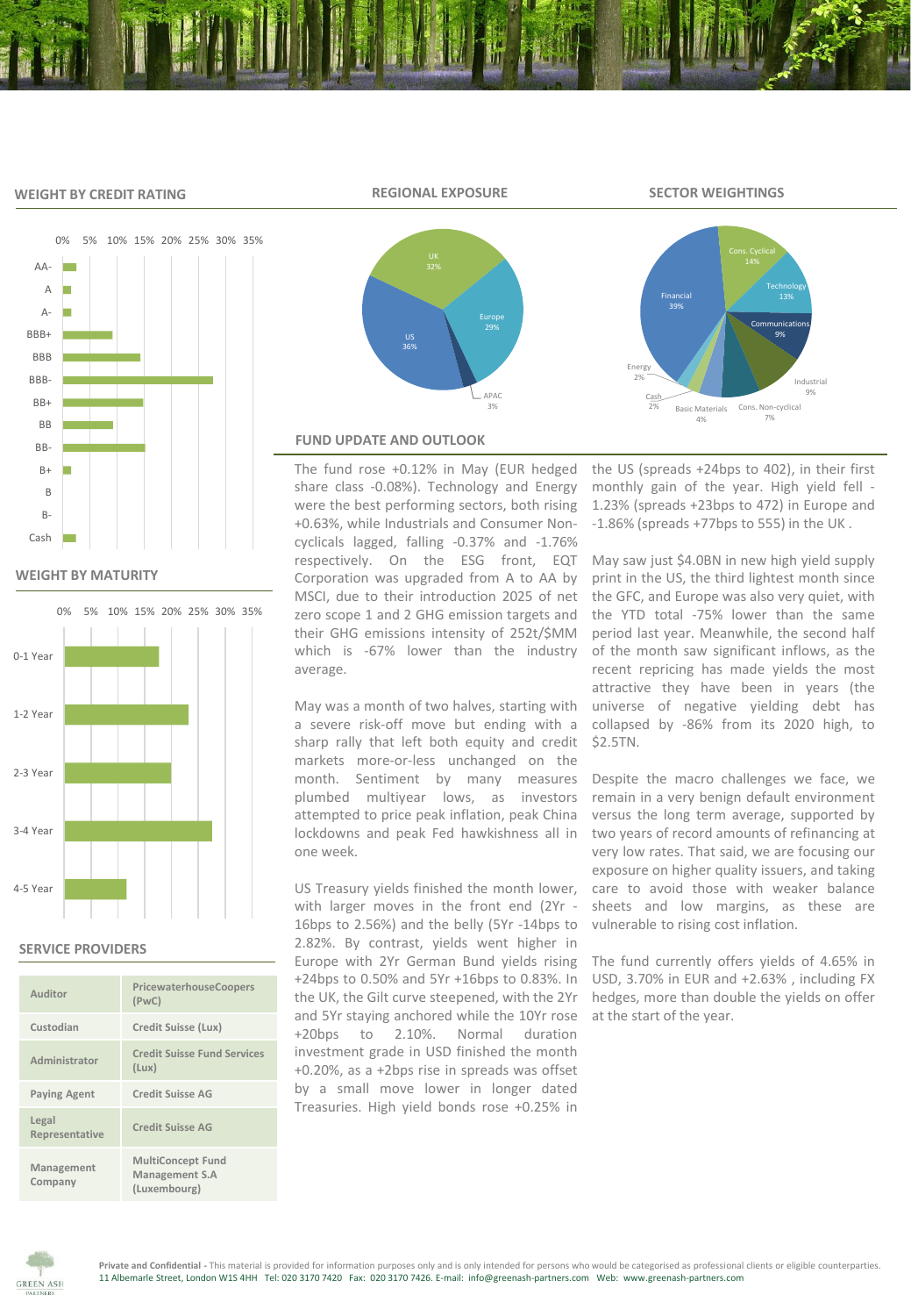## WEIGHT BY CREDIT RATING

AA-, A, A-, BBB+, BBB, BBB-, BB+, BB, BB-, B+, B, B-, Cash

0% 5% 10% 15% 20% 25% 30% 35%

## REGIONAL EXPOSURE

UK 32%, Europe 29%, APAC 3%, US 36%

## SECTOR WEIGHTINGS

Cons. Cyclical 14%, Technology 13%, Communications 9%, Industrial 9%, Cons. Non-cyclical 7%, Basic Materials 4%, Cash 2%, Energy 2%, Financial 39%

## WEIGHT BY MATURITY

0-1 Year, 1-2 Year, 2-3 Year, 3-4 Year, 4-5 Year

0% 5% 10% 15% 20% 25% 30% 35%

## SERVICE PROVIDERS

| | |
|---|---|
| Auditor | PricewaterhouseCoopers (PwC) |
| Custodian | Credit Suisse (Lux) |
| Administrator | Credit Suisse Fund Services (Lux) |
| Paying Agent | Credit Suisse AG |
| Legal Representative | Credit Suisse AG |
| Management Company | MultiConcept Fund Management S.A (Luxembourg) |

## FUND UPDATE AND OUTLOOK

The fund rose +0.12% in May (EUR hedged share class -0.08%). Technology and Energy were the best performing sectors, both rising +0.63%, while Industrials and Consumer Non-cyclicals lagged, falling -0.37% and -1.76% respectively. On the ESG front, EQT Corporation was upgraded from A to AA by MSCI, due to their introduction 2025 of net zero scope 1 and 2 GHG emission targets and their GHG emissions intensity of 252t/$MM which is -67% lower than the industry average.

May was a month of two halves, starting with a severe risk-off move but ending with a sharp rally that left both equity and credit markets more-or-less unchanged on the month. Sentiment by many measures plumbed multiyear lows, as investors attempted to price peak inflation, peak China lockdowns and peak Fed hawkishness all in one week.

US Treasury yields finished the month lower, with larger moves in the front end (2Yr -16bps to 2.56%) and the belly (5Yr -14bps to 2.82%. By contrast, yields went higher in Europe with 2Yr German Bund yields rising +24bps to 0.50% and 5Yr +16bps to 0.83%. In the UK, the Gilt curve steepened, with the 2Yr and 5Yr staying anchored while the 10Yr rose +20bps to 2.10%. Normal duration investment grade in USD finished the month +0.20%, as a +2bps rise in spreads was offset by a small move lower in longer dated Treasuries. High yield bonds rose +0.25% in the US (spreads +24bps to 402), in their first monthly gain of the year. High yield fell -1.23% (spreads +23bps to 472) in Europe and -1.86% (spreads +77bps to 555) in the UK .

May saw just $4.0BN in new high yield supply print in the US, the third lightest month since the GFC, and Europe was also very quiet, with the YTD total -75% lower than the same period last year. Meanwhile, the second half of the month saw significant inflows, as the recent repricing has made yields the most attractive they have been in years (the universe of negative yielding debt has collapsed by -86% from its 2020 high, to $2.5TN.

Despite the macro challenges we face, we remain in a very benign default environment versus the long term average, supported by two years of record amounts of refinancing at very low rates. That said, we are focusing our exposure on higher quality issuers, and taking care to avoid those with weaker balance sheets and low margins, as these are vulnerable to rising cost inflation.

The fund currently offers yields of 4.65% in USD, 3.70% in EUR and +2.63% , including FX hedges, more than double the yields on offer at the start of the year.

**Private and Confidential** - This material is provided for information purposes only and is only intended for persons who would be categorised as professional clients or eligible counterparties.
11 Albemarle Street, London W1S 4HH Tel: 020 3170 7420 Fax: 020 3170 7426. E-mail: info@greenash-partners.com Web: www.greenash-partners.com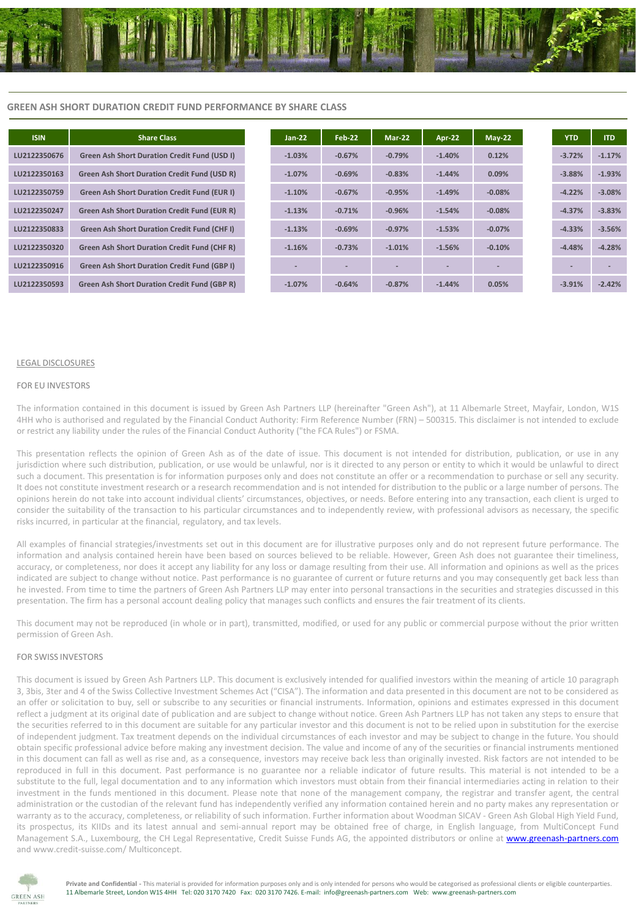## GREEN ASH SHORT DURATION CREDIT FUND PERFORMANCE BY SHARE CLASS

| ISIN | Share Class | Jan-22 | Feb-22 | Mar-22 | Apr-22 | May-22 | YTD | ITD |
|---|---|---|---|---|---|---|---|---|
| LU2122350676 | Green Ash Short Duration Credit Fund (USD I) | -1.03% | -0.67% | -0.79% | -1.40% | 0.12% | -3.72% | -1.17% |
| LU2122350163 | Green Ash Short Duration Credit Fund (USD R) | -1.07% | -0.69% | -0.83% | -1.44% | 0.09% | -3.88% | -1.93% |
| LU2122350759 | Green Ash Short Duration Credit Fund (EUR I) | -1.10% | -0.67% | -0.95% | -1.49% | -0.08% | -4.22% | -3.08% |
| LU2122350247 | Green Ash Short Duration Credit Fund (EUR R) | -1.13% | -0.71% | -0.96% | -1.54% | -0.08% | -4.37% | -3.83% |
| LU2122350833 | Green Ash Short Duration Credit Fund (CHF I) | -1.13% | -0.69% | -0.97% | -1.53% | -0.07% | -4.33% | -3.56% |
| LU2122350320 | Green Ash Short Duration Credit Fund (CHF R) | -1.16% | -0.73% | -1.01% | -1.56% | -0.10% | -4.48% | -4.28% |
| LU2122350916 | Green Ash Short Duration Credit Fund (GBP I) | - | - | - | - | - | - | - |
| LU2122350593 | Green Ash Short Duration Credit Fund (GBP R) | -1.07% | -0.64% | -0.87% | -1.44% | 0.05% | -3.91% | -2.42% |

LEGAL DISCLOSURES

FOR EU INVESTORS

The information contained in this document is issued by Green Ash Partners LLP (hereinafter "Green Ash"), at 11 Albemarle Street, Mayfair, London, W1S 4HH who is authorised and regulated by the Financial Conduct Authority: Firm Reference Number (FRN) – 500315. This disclaimer is not intended to exclude or restrict any liability under the rules of the Financial Conduct Authority ("the FCA Rules") or FSMA.

This presentation reflects the opinion of Green Ash as of the date of issue. This document is not intended for distribution, publication, or use in any jurisdiction where such distribution, publication, or use would be unlawful, nor is it directed to any person or entity to which it would be unlawful to direct such a document. This presentation is for information purposes only and does not constitute an offer or a recommendation to purchase or sell any security. It does not constitute investment research or a research recommendation and is not intended for distribution to the public or a large number of persons. The opinions herein do not take into account individual clients' circumstances, objectives, or needs. Before entering into any transaction, each client is urged to consider the suitability of the transaction to his particular circumstances and to independently review, with professional advisors as necessary, the specific risks incurred, in particular at the financial, regulatory, and tax levels.

All examples of financial strategies/investments set out in this document are for illustrative purposes only and do not represent future performance. The information and analysis contained herein have been based on sources believed to be reliable. However, Green Ash does not guarantee their timeliness, accuracy, or completeness, nor does it accept any liability for any loss or damage resulting from their use. All information and opinions as well as the prices indicated are subject to change without notice. Past performance is no guarantee of current or future returns and you may consequently get back less than he invested. From time to time the partners of Green Ash Partners LLP may enter into personal transactions in the securities and strategies discussed in this presentation. The firm has a personal account dealing policy that manages such conflicts and ensures the fair treatment of its clients.

This document may not be reproduced (in whole or in part), transmitted, modified, or used for any public or commercial purpose without the prior written permission of Green Ash.

FOR SWISS INVESTORS

This document is issued by Green Ash Partners LLP. This document is exclusively intended for qualified investors within the meaning of article 10 paragraph 3, 3bis, 3ter and 4 of the Swiss Collective Investment Schemes Act ("CISA"). The information and data presented in this document are not to be considered as an offer or solicitation to buy, sell or subscribe to any securities or financial instruments. Information, opinions and estimates expressed in this document reflect a judgment at its original date of publication and are subject to change without notice. Green Ash Partners LLP has not taken any steps to ensure that the securities referred to in this document are suitable for any particular investor and this document is not to be relied upon in substitution for the exercise of independent judgment. Tax treatment depends on the individual circumstances of each investor and may be subject to change in the future. You should obtain specific professional advice before making any investment decision. The value and income of any of the securities or financial instruments mentioned in this document can fall as well as rise and, as a consequence, investors may receive back less than originally invested. Risk factors are not intended to be reproduced in full in this document. Past performance is no guarantee nor a reliable indicator of future results. This material is not intended to be a substitute to the full, legal documentation and to any information which investors must obtain from their financial intermediaries acting in relation to their investment in the funds mentioned in this document. Please note that none of the management company, the registrar and transfer agent, the central administration or the custodian of the relevant fund has independently verified any information contained herein and no party makes any representation or warranty as to the accuracy, completeness, or reliability of such information. Further information about Woodman SICAV - Green Ash Global High Yield Fund, its prospectus, its KIIDs and its latest annual and semi-annual report may be obtained free of charge, in English language, from MultiConcept Fund Management S.A., Luxembourg, the CH Legal Representative, Credit Suisse Funds AG, the appointed distributors or online at www.greenash-partners.com and www.credit-suisse.com/ Multiconcept.

**Private and Confidential** - This material is provided for information purposes only and is only intended for persons who would be categorised as professional clients or eligible counterparties.
11 Albemarle Street, London W1S 4HH Tel: 020 3170 7420 Fax: 020 3170 7426. E-mail: info@greenash-partners.com Web: www.greenash-partners.com